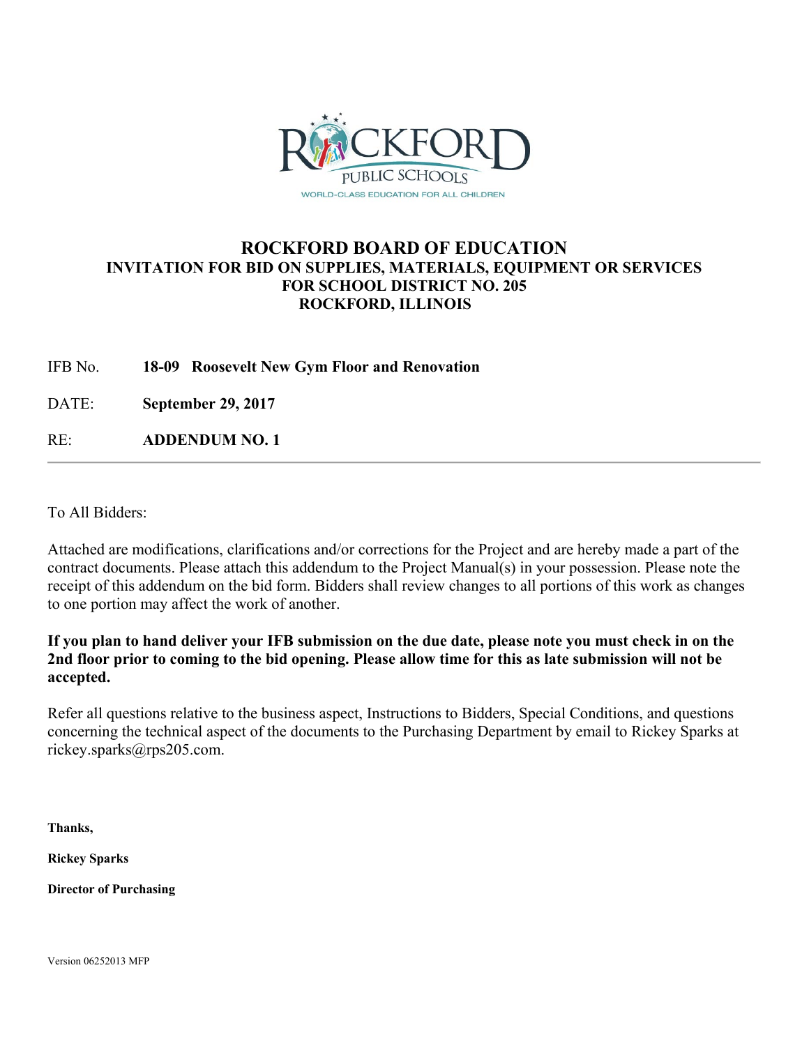# ROCKFORD BOARD OF EDUCATION

## INVITATION FOR BID ON SUPPLIES, MATERIALS, EQUIPMENT OR SERVICES FOR SCHOOL DISTRICT NO. 205 ROCKFORD, ILLINOIS

IFB No. **18-09 Roosevelt New Gym Floor and Renovation**

DATE: **September 29, 2017**

RE: **ADDENDUM NO. 1**

---

To All Bidders:

Attached are modifications, clarifications and/or corrections for the Project and are hereby made a part of the contract documents. Please attach this addendum to the Project Manual(s) in your possession. Please note the receipt of this addendum on the bid form. Bidders shall review changes to all portions of this work as changes to one portion may affect the work of another.

**If you plan to hand deliver your IFB submission on the due date, please note you must check in on the 2nd floor prior to coming to the bid opening. Please allow time for this as late submission will not be accepted.**

Refer all questions relative to the business aspect, Instructions to Bidders, Special Conditions, and questions concerning the technical aspect of the documents to the Purchasing Department by email to Rickey Sparks at rickey.sparks@rps205.com.

**Thanks,**

**Rickey Sparks**

**Director of Purchasing**

Version 06252013 MFP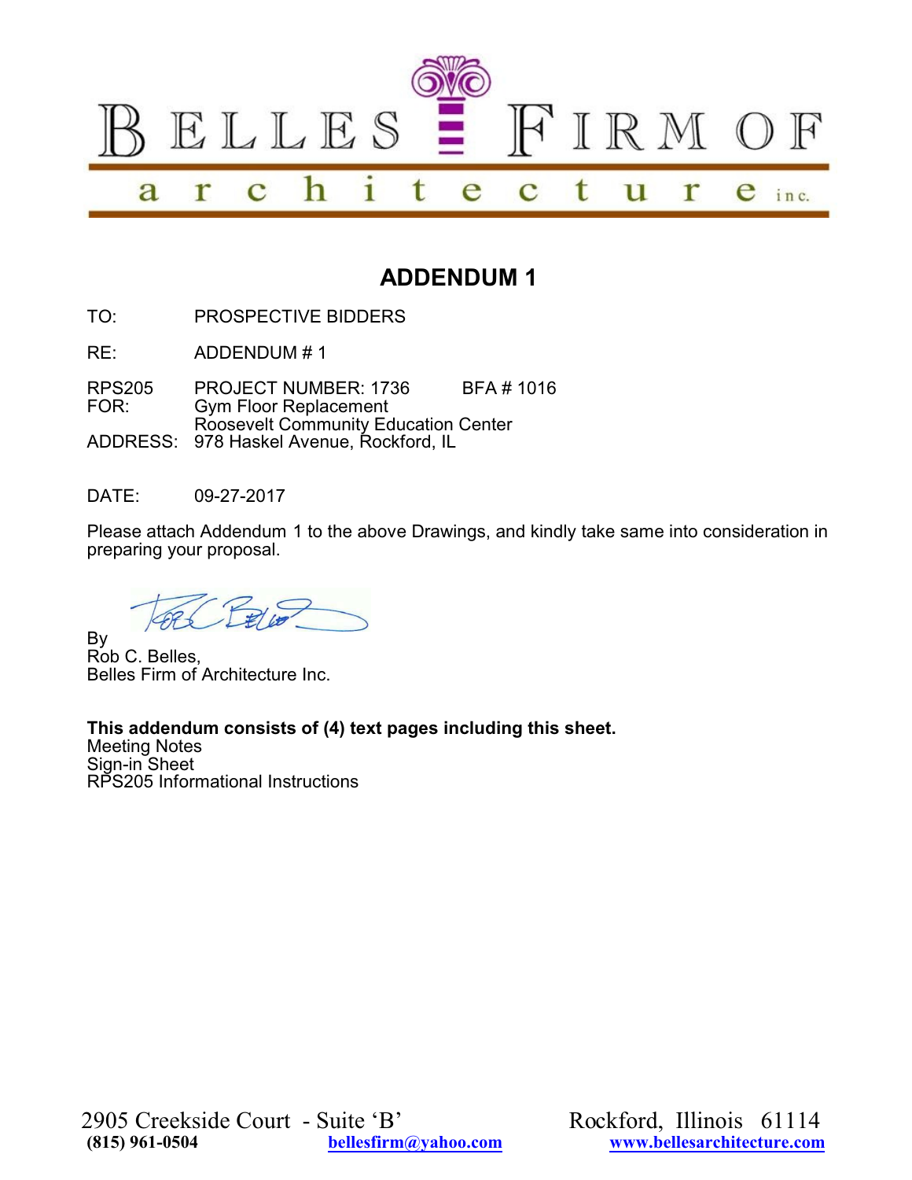BELLES FIRM OF

architecture inc.

# ADDENDUM 1

TO: PROSPECTIVE BIDDERS

RE: ADDENDUM # 1

RPS205 PROJECT NUMBER: 1736 BFA # 1016
FOR: Gym Floor Replacement
Roosevelt Community Education Center
ADDRESS: 978 Haskel Avenue, Rockford, IL

DATE: 09-27-2017

Please attach Addendum 1 to the above Drawings, and kindly take same into consideration in preparing your proposal.

By
Rob C. Belles,
Belles Firm of Architecture Inc.

**This addendum consists of (4) text pages including this sheet.**
Meeting Notes
Sign-in Sheet
RPS205 Informational Instructions

2905 Creekside Court - Suite 'B' Rockford, Illinois 61114
**(815) 961-0504** **bellesfirm@yahoo.com** **www.bellesarchitecture.com**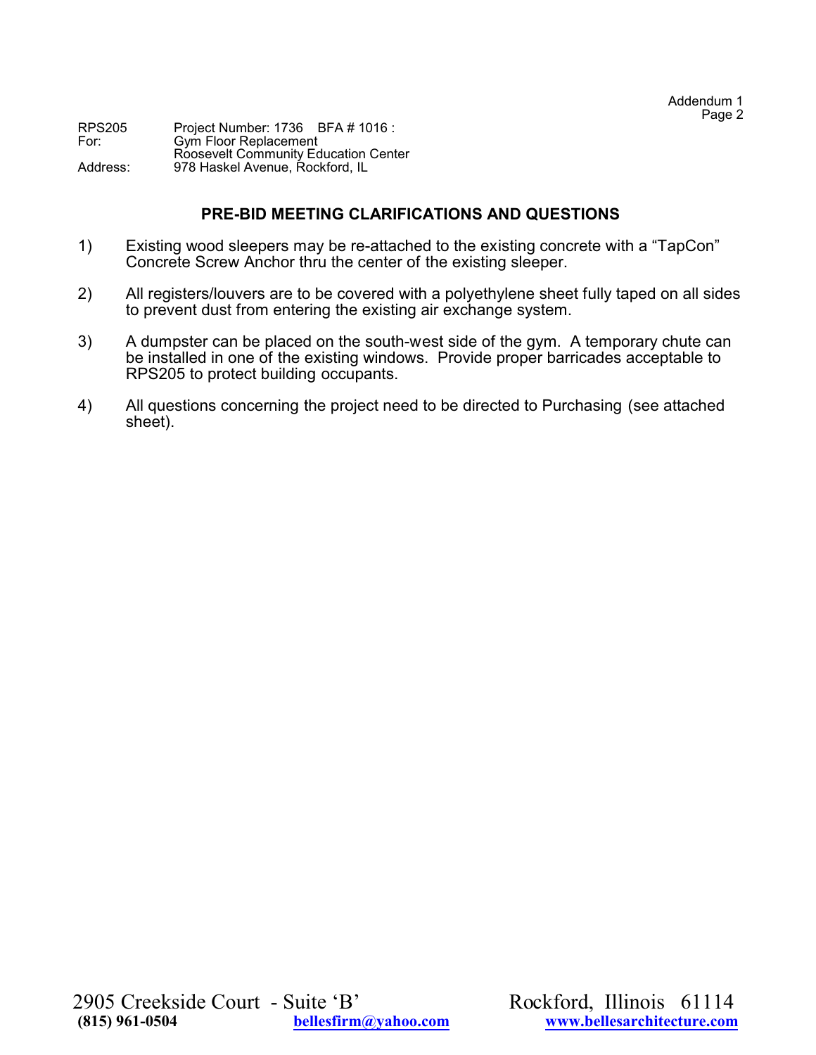| | |
|---|---|
| RPS205 | Project Number: 1736 BFA # 1016 : |
| For: | Gym Floor Replacement<br>Roosevelt Community Education Center |
| Address: | 978 Haskel Avenue, Rockford, IL |

## PRE-BID MEETING CLARIFICATIONS AND QUESTIONS

1) Existing wood sleepers may be re-attached to the existing concrete with a “TapCon” Concrete Screw Anchor thru the center of the existing sleeper.

2) All registers/louvers are to be covered with a polyethylene sheet fully taped on all sides to prevent dust from entering the existing air exchange system.

3) A dumpster can be placed on the south-west side of the gym. A temporary chute can be installed in one of the existing windows. Provide proper barricades acceptable to RPS205 to protect building occupants.

4) All questions concerning the project need to be directed to Purchasing (see attached sheet).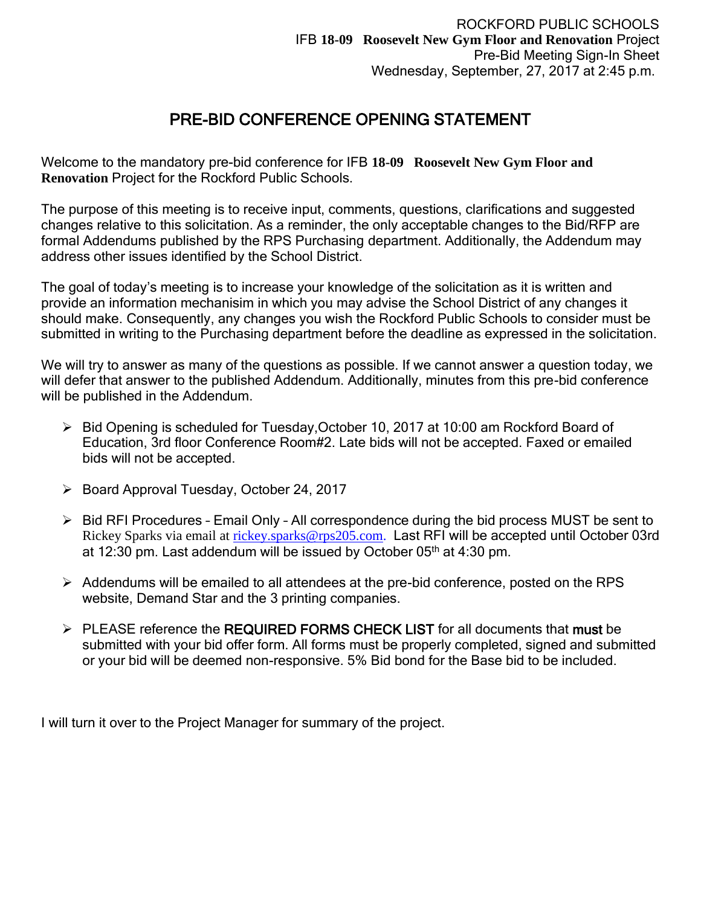ROCKFORD PUBLIC SCHOOLS
IFB **18-09 Roosevelt New Gym Floor and Renovation** Project
Pre-Bid Meeting Sign-In Sheet
Wednesday, September, 27, 2017 at 2:45 p.m.

# PRE-BID CONFERENCE OPENING STATEMENT

Welcome to the mandatory pre-bid conference for IFB **18-09 Roosevelt New Gym Floor and Renovation** Project for the Rockford Public Schools.

The purpose of this meeting is to receive input, comments, questions, clarifications and suggested changes relative to this solicitation. As a reminder, the only acceptable changes to the Bid/RFP are formal Addendums published by the RPS Purchasing department. Additionally, the Addendum may address other issues identified by the School District.

The goal of today's meeting is to increase your knowledge of the solicitation as it is written and provide an information mechanisim in which you may advise the School District of any changes it should make. Consequently, any changes you wish the Rockford Public Schools to consider must be submitted in writing to the Purchasing department before the deadline as expressed in the solicitation.

We will try to answer as many of the questions as possible. If we cannot answer a question today, we will defer that answer to the published Addendum. Additionally, minutes from this pre-bid conference will be published in the Addendum.

- Bid Opening is scheduled for Tuesday,October 10, 2017 at 10:00 am Rockford Board of Education, 3rd floor Conference Room#2. Late bids will not be accepted. Faxed or emailed bids will not be accepted.
- Board Approval Tuesday, October 24, 2017
- Bid RFI Procedures – Email Only – All correspondence during the bid process MUST be sent to Rickey Sparks via email at rickey.sparks@rps205.com. Last RFI will be accepted until October 03rd at 12:30 pm. Last addendum will be issued by October 05th at 4:30 pm.
- Addendums will be emailed to all attendees at the pre-bid conference, posted on the RPS website, Demand Star and the 3 printing companies.
- PLEASE reference the REQUIRED FORMS CHECK LIST for all documents that must be submitted with your bid offer form. All forms must be properly completed, signed and submitted or your bid will be deemed non-responsive. 5% Bid bond for the Base bid to be included.

I will turn it over to the Project Manager for summary of the project.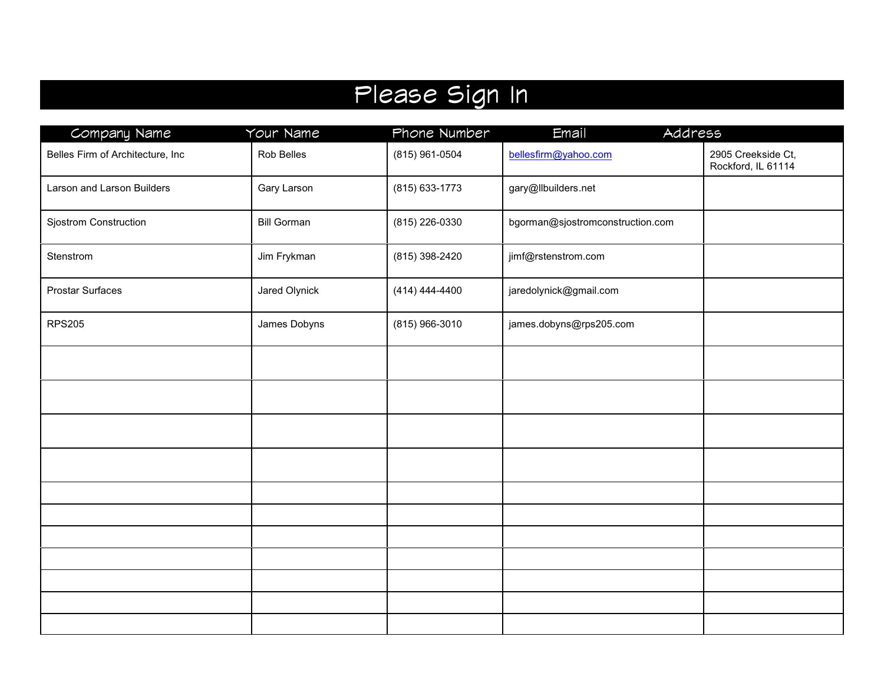# Please Sign In

| Company Name | Your Name | Phone Number | Email | Address |
|---|---|---|---|---|
| Belles Firm of Architecture, Inc | Rob Belles | (815) 961-0504 | bellesfirm@yahoo.com | 2905 Creekside Ct, Rockford, IL 61114 |
| Larson and Larson Builders | Gary Larson | (815) 633-1773 | gary@llbuilders.net | |
| Sjostrom Construction | Bill Gorman | (815) 226-0330 | bgorman@sjostromconstruction.com | |
| Stenstrom | Jim Frykman | (815) 398-2420 | jimf@rstenstrom.com | |
| Prostar Surfaces | Jared Olynick | (414) 444-4400 | jaredolynick@gmail.com | |
| RPS205 | James Dobyns | (815) 966-3010 | james.dobyns@rps205.com | |
| | | | | |
| | | | | |
| | | | | |
| | | | | |
| | | | | |
| | | | | |
| | | | | |
| | | | | |
| | | | | |
| | | | | |
| | | | | |